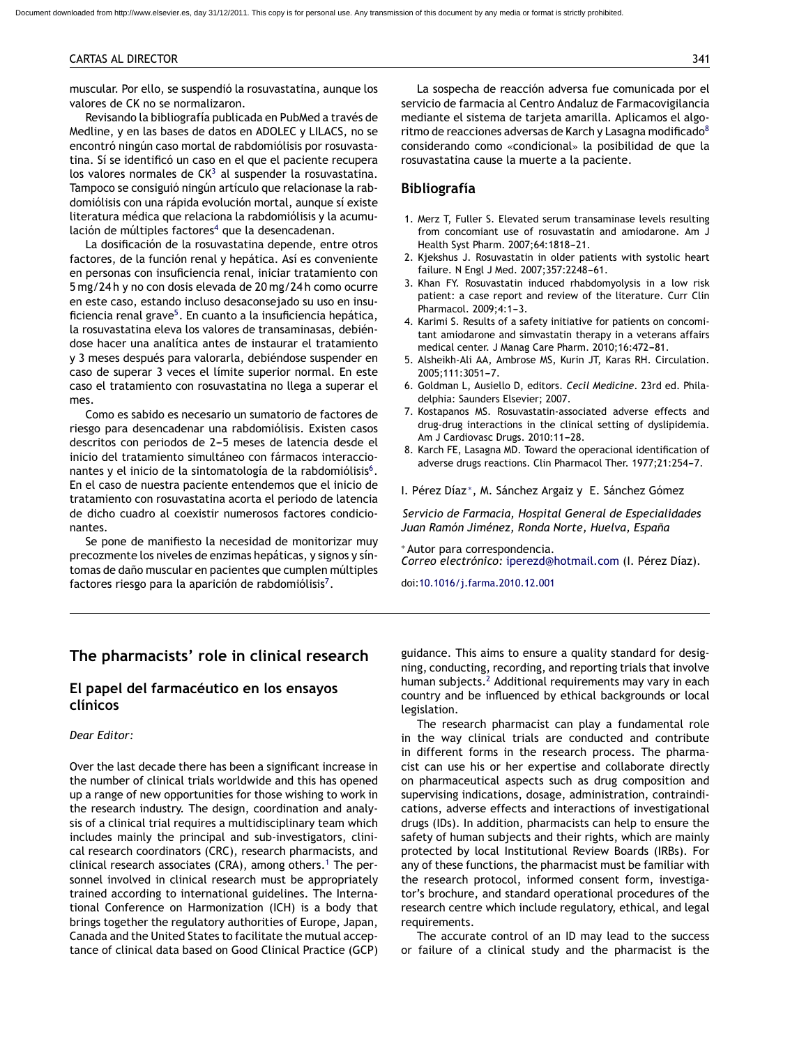muscular. Por ello, se suspendió la rosuvastatina, aunque los valores de CK no se normalizaron.

Revisando la bibliografía publicada en PubMed a través de Medline, y en las bases de datos en ADOLEC y LILACS, no se encontró ningún caso mortal de rabdomiólisis por rosuvastatina. Sí se identificó un caso en el que el paciente recupera los valores normales de CK[3] al suspender la rosuvastatina. Tampoco se consiguió ningún artículo que relacionase la rabdomiólisis con una rápida evolución mortal, aunque sí existe literatura médica que relaciona la rabdomiólisis y la acumulación de múltiples factores[4] que la desencadenan.

La dosificación de la rosuvastatina depende, entre otros factores, de la función renal y hepática. Así es conveniente en personas con insuficiencia renal, iniciar tratamiento con 5 mg/24 h y no con dosis elevada de 20 mg/24 h como ocurre en este caso, estando incluso desaconsejado su uso en insuficiencia renal grave[5]. En cuanto a la insuficiencia hepática, la rosuvastatina eleva los valores de transaminasas, debiéndose hacer una analítica antes de instaurar el tratamiento y 3 meses después para valorarla, debiéndose suspender en caso de superar 3 veces el límite superior normal. En este caso el tratamiento con rosuvastatina no llega a superar el mes.

Como es sabido es necesario un sumatorio de factores de riesgo para desencadenar una rabdomiólisis. Existen casos descritos con periodos de 2–5 meses de latencia desde el inicio del tratamiento simultáneo con fármacos interaccionantes y el inicio de la sintomatología de la rabdomiólisis[6]. En el caso de nuestra paciente entendemos que el inicio de tratamiento con rosuvastatina acorta el periodo de latencia de dicho cuadro al coexistir numerosos factores condicionantes.

Se pone de manifiesto la necesidad de monitorizar muy precozmente los niveles de enzimas hepáticas, y signos y síntomas de daño muscular en pacientes que cumplen múltiples factores riesgo para la aparición de rabdomiólisis[7].

La sospecha de reacción adversa fue comunicada por el servicio de farmacia al Centro Andaluz de Farmacovigilancia mediante el sistema de tarjeta amarilla. Aplicamos el algoritmo de reacciones adversas de Karch y Lasagna modificado[8] considerando como «condicional» la posibilidad de que la rosuvastatina cause la muerte a la paciente.

## Bibliografía

1. Merz T, Fuller S. Elevated serum transaminase levels resulting from concomiant use of rosuvastatin and amiodarone. Am J Health Syst Pharm. 2007;64:1818–21.
2. Kjekshus J. Rosuvastatin in older patients with systolic heart failure. N Engl J Med. 2007;357:2248–61.
3. Khan FY. Rosuvastatin induced rhabdomyolysis in a low risk patient: a case report and review of the literature. Curr Clin Pharmacol. 2009;4:1–3.
4. Karimi S. Results of a safety initiative for patients on concomitant amiodarone and simvastatin therapy in a veterans affairs medical center. J Manag Care Pharm. 2010;16:472–81.
5. Alsheikh-Ali AA, Ambrose MS, Kurin JT, Karas RH. Circulation. 2005;111:3051–7.
6. Goldman L, Ausiello D, editors. *Cecil Medicine*. 23rd ed. Philadelphia: Saunders Elsevier; 2007.
7. Kostapanos MS. Rosuvastatin-associated adverse effects and drug-drug interactions in the clinical setting of dyslipidemia. Am J Cardiovasc Drugs. 2010:11–28.
8. Karch FE, Lasagna MD. Toward the operacional identification of adverse drugs reactions. Clin Pharmacol Ther. 1977;21:254–7.

I. Pérez Díaz*, M. Sánchez Argaiz y E. Sánchez Gómez

*Servicio de Farmacia, Hospital General de Especialidades Juan Ramón Jiménez, Ronda Norte, Huelva, España*

* Autor para correspondencia.
*Correo electrónico:* iperezd@hotmail.com (I. Pérez Díaz).

doi:10.1016/j.farma.2010.12.001

# The pharmacists' role in clinical research

## El papel del farmacéutico en los ensayos clínicos

*Dear Editor:*

Over the last decade there has been a significant increase in the number of clinical trials worldwide and this has opened up a range of new opportunities for those wishing to work in the research industry. The design, coordination and analysis of a clinical trial requires a multidisciplinary team which includes mainly the principal and sub-investigators, clinical research coordinators (CRC), research pharmacists, and clinical research associates (CRA), among others.[1] The personnel involved in clinical research must be appropriately trained according to international guidelines. The International Conference on Harmonization (ICH) is a body that brings together the regulatory authorities of Europe, Japan, Canada and the United States to facilitate the mutual acceptance of clinical data based on Good Clinical Practice (GCP) guidance. This aims to ensure a quality standard for designing, conducting, recording, and reporting trials that involve human subjects.[2] Additional requirements may vary in each country and be influenced by ethical backgrounds or local legislation.

The research pharmacist can play a fundamental role in the way clinical trials are conducted and contribute in different forms in the research process. The pharmacist can use his or her expertise and collaborate directly on pharmaceutical aspects such as drug composition and supervising indications, dosage, administration, contraindications, adverse effects and interactions of investigational drugs (IDs). In addition, pharmacists can help to ensure the safety of human subjects and their rights, which are mainly protected by local Institutional Review Boards (IRBs). For any of these functions, the pharmacist must be familiar with the research protocol, informed consent form, investigator's brochure, and standard operational procedures of the research centre which include regulatory, ethical, and legal requirements.

The accurate control of an ID may lead to the success or failure of a clinical study and the pharmacist is the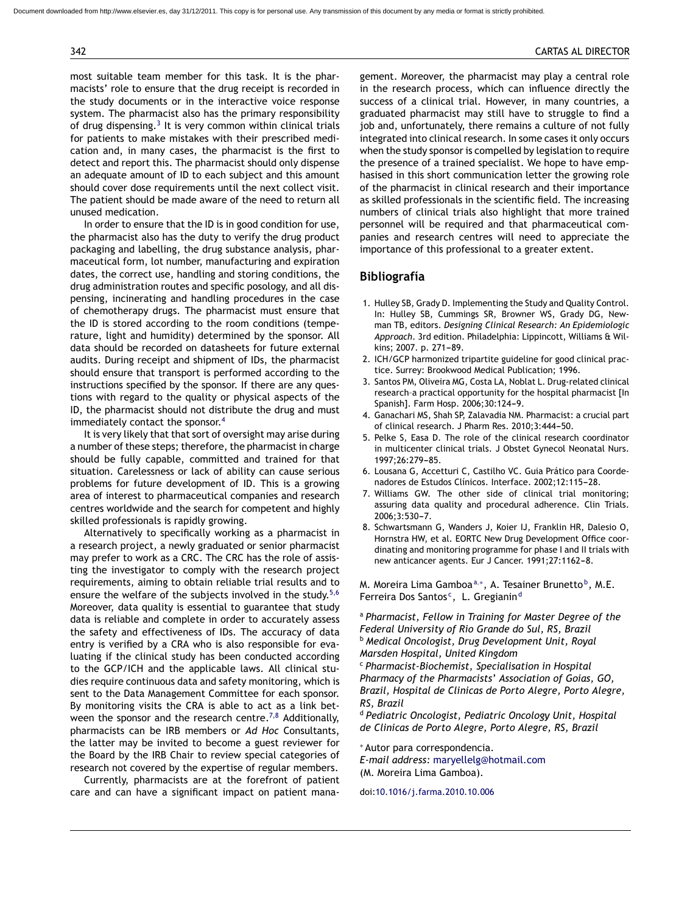most suitable team member for this task. It is the pharmacists' role to ensure that the drug receipt is recorded in the study documents or in the interactive voice response system. The pharmacist also has the primary responsibility of drug dispensing.[3] It is very common within clinical trials for patients to make mistakes with their prescribed medication and, in many cases, the pharmacist is the first to detect and report this. The pharmacist should only dispense an adequate amount of ID to each subject and this amount should cover dose requirements until the next collect visit. The patient should be made aware of the need to return all unused medication.

In order to ensure that the ID is in good condition for use, the pharmacist also has the duty to verify the drug product packaging and labelling, the drug substance analysis, pharmaceutical form, lot number, manufacturing and expiration dates, the correct use, handling and storing conditions, the drug administration routes and specific posology, and all dispensing, incinerating and handling procedures in the case of chemotherapy drugs. The pharmacist must ensure that the ID is stored according to the room conditions (temperature, light and humidity) determined by the sponsor. All data should be recorded on datasheets for future external audits. During receipt and shipment of IDs, the pharmacist should ensure that transport is performed according to the instructions specified by the sponsor. If there are any questions with regard to the quality or physical aspects of the ID, the pharmacist should not distribute the drug and must immediately contact the sponsor.[4]

It is very likely that that sort of oversight may arise during a number of these steps; therefore, the pharmacist in charge should be fully capable, committed and trained for that situation. Carelessness or lack of ability can cause serious problems for future development of ID. This is a growing area of interest to pharmaceutical companies and research centres worldwide and the search for competent and highly skilled professionals is rapidly growing.

Alternatively to specifically working as a pharmacist in a research project, a newly graduated or senior pharmacist may prefer to work as a CRC. The CRC has the role of assisting the investigator to comply with the research project requirements, aiming to obtain reliable trial results and to ensure the welfare of the subjects involved in the study.[5,6] Moreover, data quality is essential to guarantee that study data is reliable and complete in order to accurately assess the safety and effectiveness of IDs. The accuracy of data entry is verified by a CRA who is also responsible for evaluating if the clinical study has been conducted according to the GCP/ICH and the applicable laws. All clinical studies require continuous data and safety monitoring, which is sent to the Data Management Committee for each sponsor. By monitoring visits the CRA is able to act as a link between the sponsor and the research centre.[7,8] Additionally, pharmacists can be IRB members or *Ad Hoc* Consultants, the latter may be invited to become a guest reviewer for the Board by the IRB Chair to review special categories of research not covered by the expertise of regular members.

Currently, pharmacists are at the forefront of patient care and can have a significant impact on patient management. Moreover, the pharmacist may play a central role in the research process, which can influence directly the success of a clinical trial. However, in many countries, a graduated pharmacist may still have to struggle to find a job and, unfortunately, there remains a culture of not fully integrated into clinical research. In some cases it only occurs when the study sponsor is compelled by legislation to require the presence of a trained specialist. We hope to have emphasised in this short communication letter the growing role of the pharmacist in clinical research and their importance as skilled professionals in the scientific field. The increasing numbers of clinical trials also highlight that more trained personnel will be required and that pharmaceutical companies and research centres will need to appreciate the importance of this professional to a greater extent.

## Bibliografía

1. Hulley SB, Grady D. Implementing the Study and Quality Control. In: Hulley SB, Cummings SR, Browner WS, Grady DG, Newman TB, editors. *Designing Clinical Research: An Epidemiologic Approach*. 3rd edition. Philadelphia: Lippincott, Williams & Wilkins; 2007. p. 271–89.
2. ICH/GCP harmonized tripartite guideline for good clinical practice. Surrey: Brookwood Medical Publication; 1996.
3. Santos PM, Oliveira MG, Costa LA, Noblat L. Drug-related clinical research–a practical opportunity for the hospital pharmacist [In Spanish]. Farm Hosp. 2006;30:124–9.
4. Ganachari MS, Shah SP, Zalavadia NM. Pharmacist: a crucial part of clinical research. J Pharm Res. 2010;3:444–50.
5. Pelke S, Easa D. The role of the clinical research coordinator in multicenter clinical trials. J Obstet Gynecol Neonatal Nurs. 1997;26:279–85.
6. Lousana G, Accetturi C, Castilho VC. Guia Prático para Coordenadores de Estudos Clínicos. Interface. 2002;12:115–28.
7. Williams GW. The other side of clinical trial monitoring; assuring data quality and procedural adherence. Clin Trials. 2006;3:530–7.
8. Schwartsmann G, Wanders J, Koier IJ, Franklin HR, Dalesio O, Hornstra HW, et al. EORTC New Drug Development Office coordinating and monitoring programme for phase I and II trials with new anticancer agents. Eur J Cancer. 1991;27:1162–8.

M. Moreira Lima Gamboa[a,*], A. Tesainer Brunetto[b], M.E. Ferreira Dos Santos[c], L. Gregianin[d]

[a] *Pharmacist, Fellow in Training for Master Degree of the Federal University of Rio Grande do Sul, RS, Brazil*
[b] *Medical Oncologist, Drug Development Unit, Royal Marsden Hospital, United Kingdom*
[c] *Pharmacist-Biochemist, Specialisation in Hospital Pharmacy of the Pharmacists' Association of Goias, GO, Brazil, Hospital de Clinicas de Porto Alegre, Porto Alegre, RS, Brazil*
[d] *Pediatric Oncologist, Pediatric Oncology Unit, Hospital de Clinicas de Porto Alegre, Porto Alegre, RS, Brazil*

* Autor para correspondencia.
*E-mail address:* maryellelg@hotmail.com
(M. Moreira Lima Gamboa).

doi:10.1016/j.farma.2010.10.006